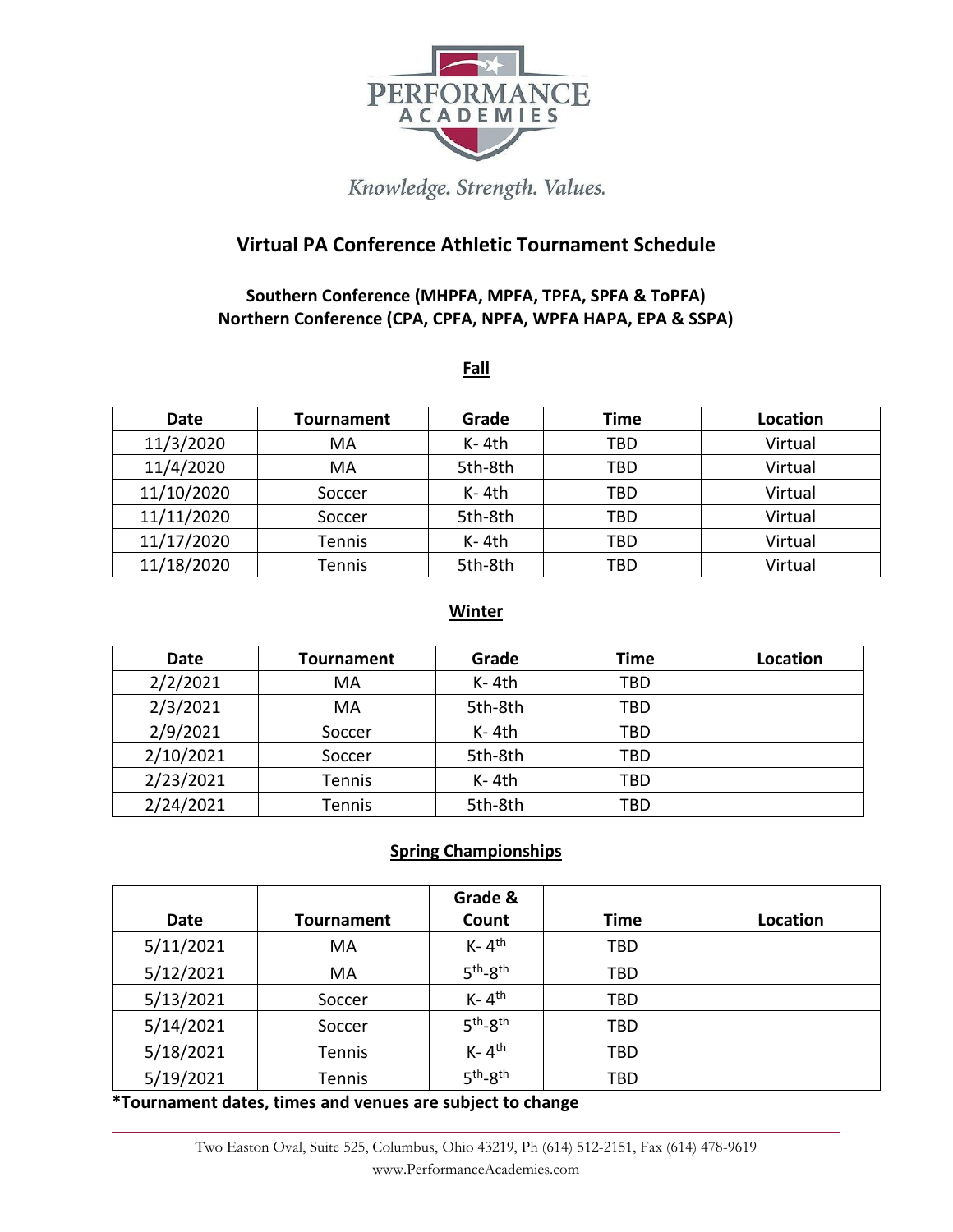PERFORMANCE ACADEMIES

*Knowledge. Strength. Values.*

# Virtual PA Conference Athletic Tournament Schedule

**Southern Conference (MHPFA, MPFA, TPFA, SPFA & ToPFA)**
**Northern Conference (CPA, CPFA, NPFA, WPFA HAPA, EPA & SSPA)**

## Fall

| Date | Tournament | Grade | Time | Location |
|---|---|---|---|---|
| 11/3/2020 | MA | K- 4th | TBD | Virtual |
| 11/4/2020 | MA | 5th-8th | TBD | Virtual |
| 11/10/2020 | Soccer | K- 4th | TBD | Virtual |
| 11/11/2020 | Soccer | 5th-8th | TBD | Virtual |
| 11/17/2020 | Tennis | K- 4th | TBD | Virtual |
| 11/18/2020 | Tennis | 5th-8th | TBD | Virtual |

## Winter

| Date | Tournament | Grade | Time | Location |
|---|---|---|---|---|
| 2/2/2021 | MA | K- 4th | TBD | |
| 2/3/2021 | MA | 5th-8th | TBD | |
| 2/9/2021 | Soccer | K- 4th | TBD | |
| 2/10/2021 | Soccer | 5th-8th | TBD | |
| 2/23/2021 | Tennis | K- 4th | TBD | |
| 2/24/2021 | Tennis | 5th-8th | TBD | |

## Spring Championships

| Date | Tournament | Grade & Count | Time | Location |
|---|---|---|---|---|
| 5/11/2021 | MA | K- 4th | TBD | |
| 5/12/2021 | MA | 5th-8th | TBD | |
| 5/13/2021 | Soccer | K- 4th | TBD | |
| 5/14/2021 | Soccer | 5th-8th | TBD | |
| 5/18/2021 | Tennis | K- 4th | TBD | |
| 5/19/2021 | Tennis | 5th-8th | TBD | |

**\*Tournament dates, times and venues are subject to change**

Two Easton Oval, Suite 525, Columbus, Ohio 43219, Ph (614) 512-2151, Fax (614) 478-9619
www.PerformanceAcademies.com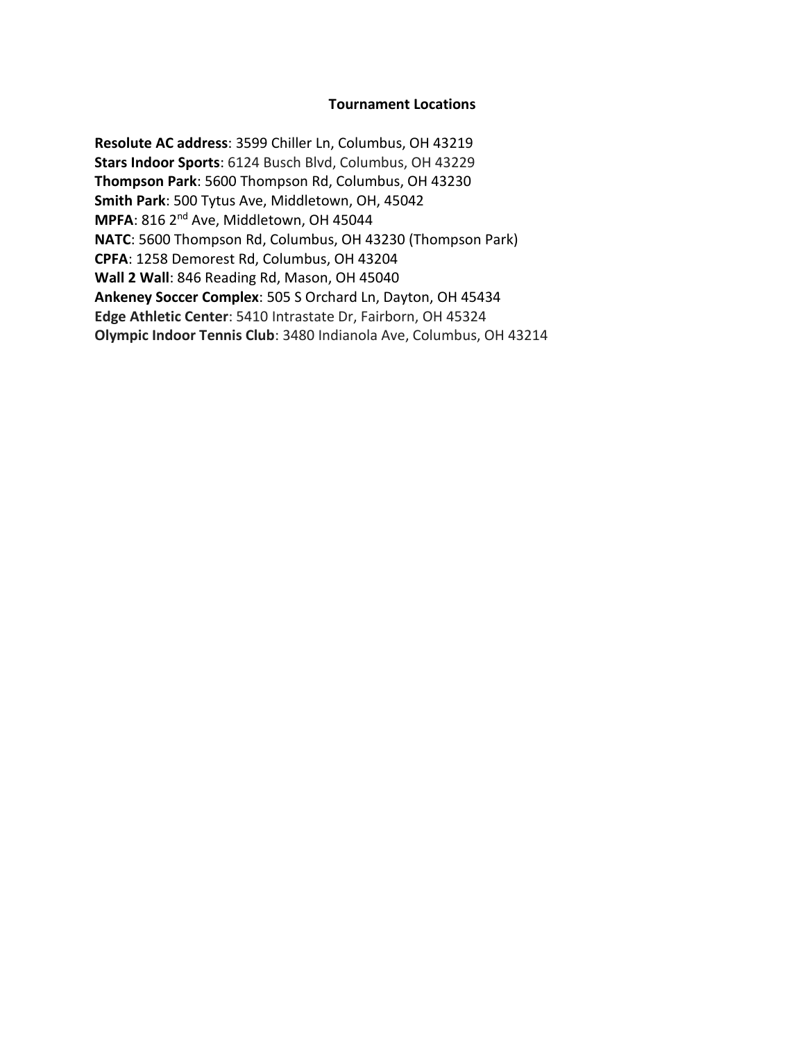**Tournament Locations**

**Resolute AC address**: 3599 Chiller Ln, Columbus, OH 43219
**Stars Indoor Sports**: 6124 Busch Blvd, Columbus, OH 43229
**Thompson Park**: 5600 Thompson Rd, Columbus, OH 43230
**Smith Park**: 500 Tytus Ave, Middletown, OH, 45042
**MPFA**: 816 2nd Ave, Middletown, OH 45044
**NATC**: 5600 Thompson Rd, Columbus, OH 43230 (Thompson Park)
**CPFA**: 1258 Demorest Rd, Columbus, OH 43204
**Wall 2 Wall**: 846 Reading Rd, Mason, OH 45040
**Ankeney Soccer Complex**: 505 S Orchard Ln, Dayton, OH 45434
**Edge Athletic Center**: 5410 Intrastate Dr, Fairborn, OH 45324
**Olympic Indoor Tennis Club**: 3480 Indianola Ave, Columbus, OH 43214